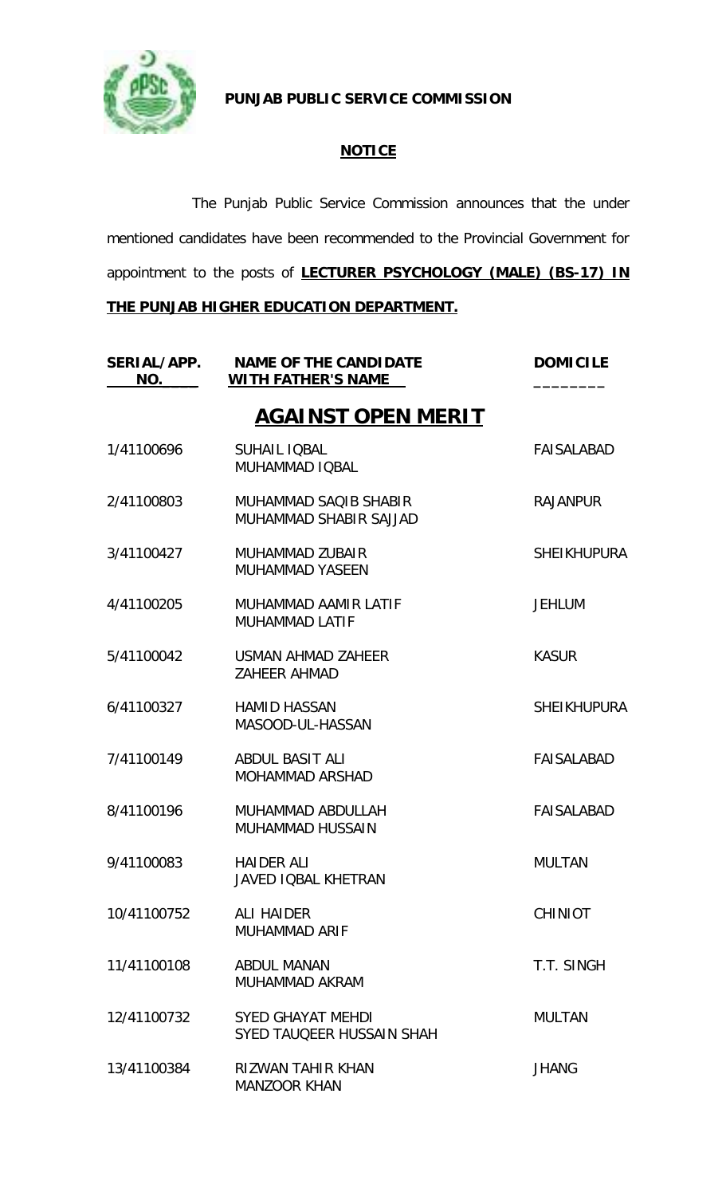**PUNJAB PUBLIC SERVICE COMMISSION**

**NOTICE**

The Punjab Public Service Commission announces that the under mentioned candidates have been recommended to the Provincial Government for appointment to the posts of **LECTURER PSYCHOLOGY (MALE) (BS-17) IN THE PUNJAB HIGHER EDUCATION DEPARTMENT.**

| SERIAL/APP. NO. | NAME OF THE CANDIDATE WITH FATHER'S NAME | DOMICILE |
|---|---|---|
| | **AGAINST OPEN MERIT** | |
| 1/41100696 | SUHAIL IQBAL<br>MUHAMMAD IQBAL | FAISALABAD |
| 2/41100803 | MUHAMMAD SAQIB SHABIR<br>MUHAMMAD SHABIR SAJJAD | RAJANPUR |
| 3/41100427 | MUHAMMAD ZUBAIR<br>MUHAMMAD YASEEN | SHEIKHUPURA |
| 4/41100205 | MUHAMMAD AAMIR LATIF<br>MUHAMMAD LATIF | JEHLUM |
| 5/41100042 | USMAN AHMAD ZAHEER<br>ZAHEER AHMAD | KASUR |
| 6/41100327 | HAMID HASSAN<br>MASOOD-UL-HASSAN | SHEIKHUPURA |
| 7/41100149 | ABDUL BASIT ALI<br>MOHAMMAD ARSHAD | FAISALABAD |
| 8/41100196 | MUHAMMAD ABDULLAH<br>MUHAMMAD HUSSAIN | FAISALABAD |
| 9/41100083 | HAIDER ALI<br>JAVED IQBAL KHETRAN | MULTAN |
| 10/41100752 | ALI HAIDER<br>MUHAMMAD ARIF | CHINIOT |
| 11/41100108 | ABDUL MANAN<br>MUHAMMAD AKRAM | T.T. SINGH |
| 12/41100732 | SYED GHAYAT MEHDI<br>SYED TAUQEER HUSSAIN SHAH | MULTAN |
| 13/41100384 | RIZWAN TAHIR KHAN<br>MANZOOR KHAN | JHANG |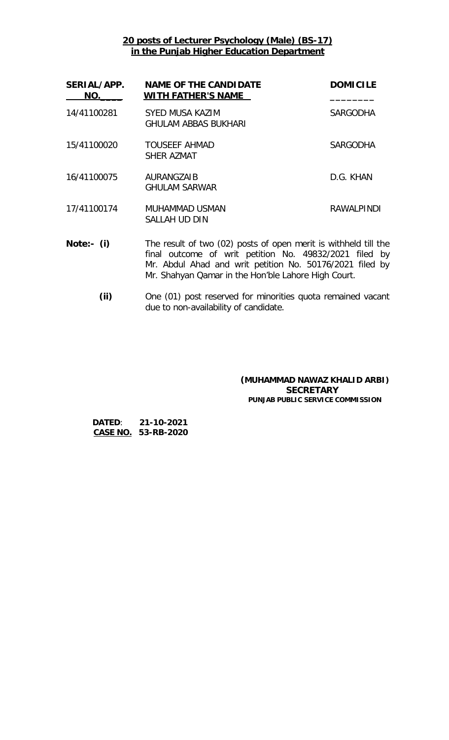**20 posts of Lecturer Psychology (Male) (BS-17) in the Punjab Higher Education Department**

| SERIAL/APP. NO. | NAME OF THE CANDIDATE WITH FATHER'S NAME | DOMICILE |
|---|---|---|
| 14/41100281 | SYED MUSA KAZIM<br>GHULAM ABBAS BUKHARI | SARGODHA |
| 15/41100020 | TOUSEEF AHMAD<br>SHER AZMAT | SARGODHA |
| 16/41100075 | AURANGZAIB<br>GHULAM SARWAR | D.G. KHAN |
| 17/41100174 | MUHAMMAD USMAN<br>SALLAH UD DIN | RAWALPINDI |

**Note:- (i)** The result of two (02) posts of open merit is withheld till the final outcome of writ petition No. 49832/2021 filed by Mr. Abdul Ahad and writ petition No. 50176/2021 filed by Mr. Shahyan Qamar in the Hon'ble Lahore High Court.

**(ii)** One (01) post reserved for minorities quota remained vacant due to non-availability of candidate.

**(MUHAMMAD NAWAZ KHALID ARBI)**
**SECRETARY**
**PUNJAB PUBLIC SERVICE COMMISSION**

**DATED**: **21-10-2021**
**CASE NO. 53-RB-2020**